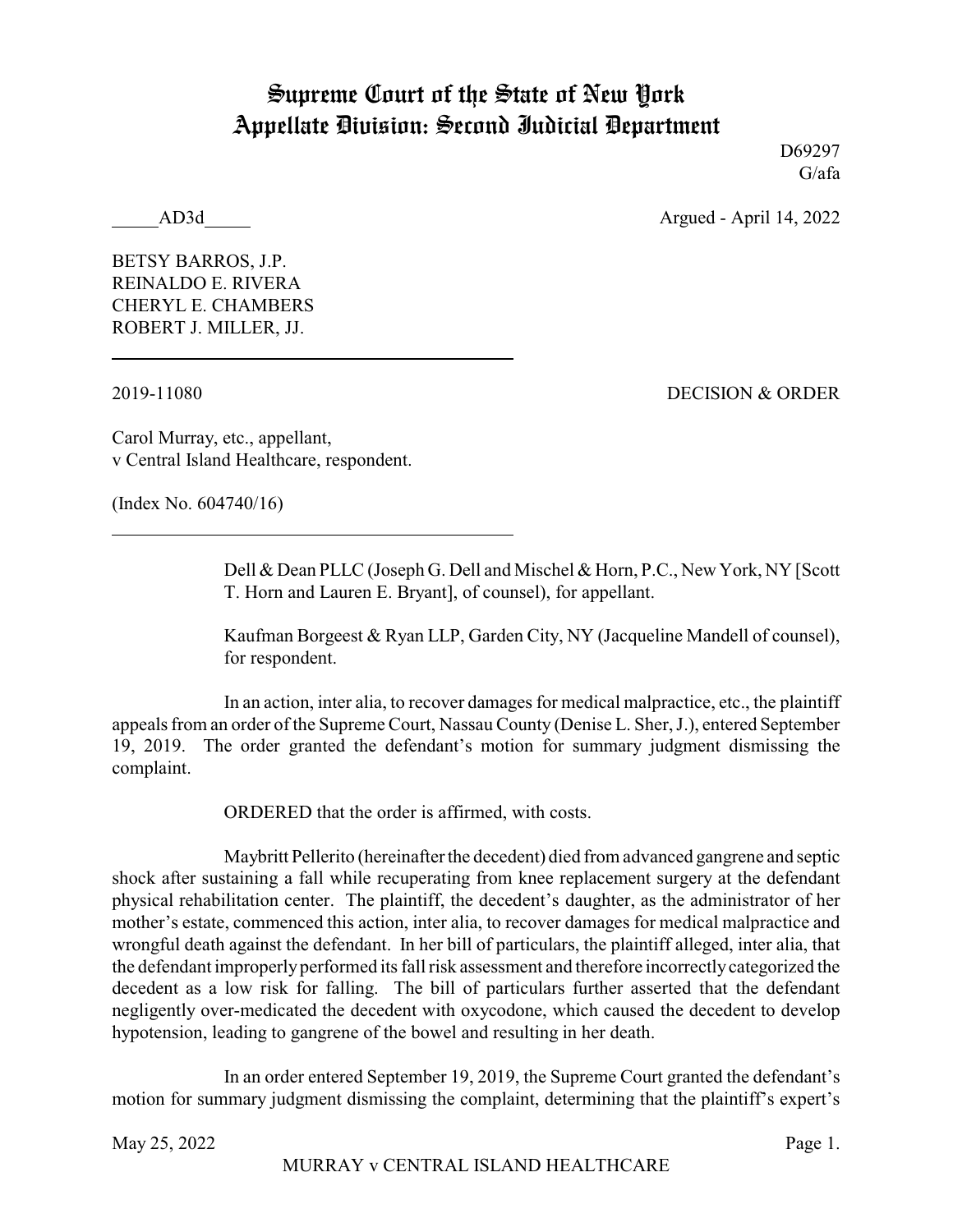# Supreme Court of the State of New York
# Appellate Division: Second Judicial Department

D69297
G/afa

_____AD3d_____ Argued - April 14, 2022

BETSY BARROS, J.P.
REINALDO E. RIVERA
CHERYL E. CHAMBERS
ROBERT J. MILLER, JJ.

---

2019-11080 DECISION & ORDER

Carol Murray, etc., appellant,
v Central Island Healthcare, respondent.

(Index No. 604740/16)

---

Dell & Dean PLLC (Joseph G. Dell and Mischel & Horn, P.C., New York, NY [Scott T. Horn and Lauren E. Bryant], of counsel), for appellant.

Kaufman Borgeest & Ryan LLP, Garden City, NY (Jacqueline Mandell of counsel), for respondent.

In an action, inter alia, to recover damages for medical malpractice, etc., the plaintiff appeals from an order of the Supreme Court, Nassau County (Denise L. Sher, J.), entered September 19, 2019. The order granted the defendant's motion for summary judgment dismissing the complaint.

ORDERED that the order is affirmed, with costs.

Maybritt Pellerito (hereinafter the decedent) died from advanced gangrene and septic shock after sustaining a fall while recuperating from knee replacement surgery at the defendant physical rehabilitation center. The plaintiff, the decedent's daughter, as the administrator of her mother's estate, commenced this action, inter alia, to recover damages for medical malpractice and wrongful death against the defendant. In her bill of particulars, the plaintiff alleged, inter alia, that the defendant improperly performed its fall risk assessment and therefore incorrectly categorized the decedent as a low risk for falling. The bill of particulars further asserted that the defendant negligently over-medicated the decedent with oxycodone, which caused the decedent to develop hypotension, leading to gangrene of the bowel and resulting in her death.

In an order entered September 19, 2019, the Supreme Court granted the defendant's motion for summary judgment dismissing the complaint, determining that the plaintiff's expert's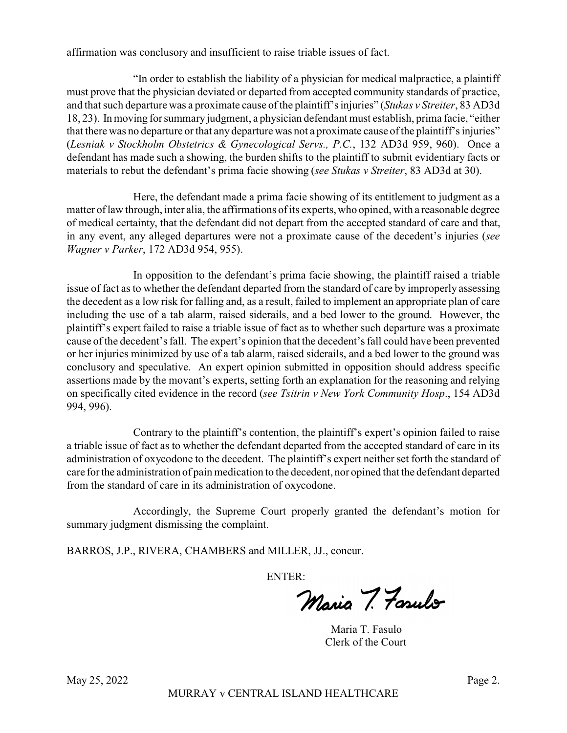affirmation was conclusory and insufficient to raise triable issues of fact.

"In order to establish the liability of a physician for medical malpractice, a plaintiff must prove that the physician deviated or departed from accepted community standards of practice, and that such departure was a proximate cause of the plaintiff's injuries" (*Stukas v Streiter*, 83 AD3d 18, 23). In moving for summary judgment, a physician defendant must establish, prima facie, "either that there was no departure or that any departure was not a proximate cause of the plaintiff's injuries" (*Lesniak v Stockholm Obstetrics & Gynecological Servs., P.C.*, 132 AD3d 959, 960). Once a defendant has made such a showing, the burden shifts to the plaintiff to submit evidentiary facts or materials to rebut the defendant's prima facie showing (*see Stukas v Streiter*, 83 AD3d at 30).

Here, the defendant made a prima facie showing of its entitlement to judgment as a matter of law through, inter alia, the affirmations of its experts, who opined, with a reasonable degree of medical certainty, that the defendant did not depart from the accepted standard of care and that, in any event, any alleged departures were not a proximate cause of the decedent's injuries (*see Wagner v Parker*, 172 AD3d 954, 955).

In opposition to the defendant's prima facie showing, the plaintiff raised a triable issue of fact as to whether the defendant departed from the standard of care by improperly assessing the decedent as a low risk for falling and, as a result, failed to implement an appropriate plan of care including the use of a tab alarm, raised siderails, and a bed lower to the ground. However, the plaintiff's expert failed to raise a triable issue of fact as to whether such departure was a proximate cause of the decedent's fall. The expert's opinion that the decedent's fall could have been prevented or her injuries minimized by use of a tab alarm, raised siderails, and a bed lower to the ground was conclusory and speculative. An expert opinion submitted in opposition should address specific assertions made by the movant's experts, setting forth an explanation for the reasoning and relying on specifically cited evidence in the record (*see Tsitrin v New York Community Hosp*., 154 AD3d 994, 996).

Contrary to the plaintiff's contention, the plaintiff's expert's opinion failed to raise a triable issue of fact as to whether the defendant departed from the accepted standard of care in its administration of oxycodone to the decedent. The plaintiff's expert neither set forth the standard of care for the administration of pain medication to the decedent, nor opined that the defendant departed from the standard of care in its administration of oxycodone.

Accordingly, the Supreme Court properly granted the defendant's motion for summary judgment dismissing the complaint.

BARROS, J.P., RIVERA, CHAMBERS and MILLER, JJ., concur.

ENTER:

Maria T. Fasulo
Clerk of the Court